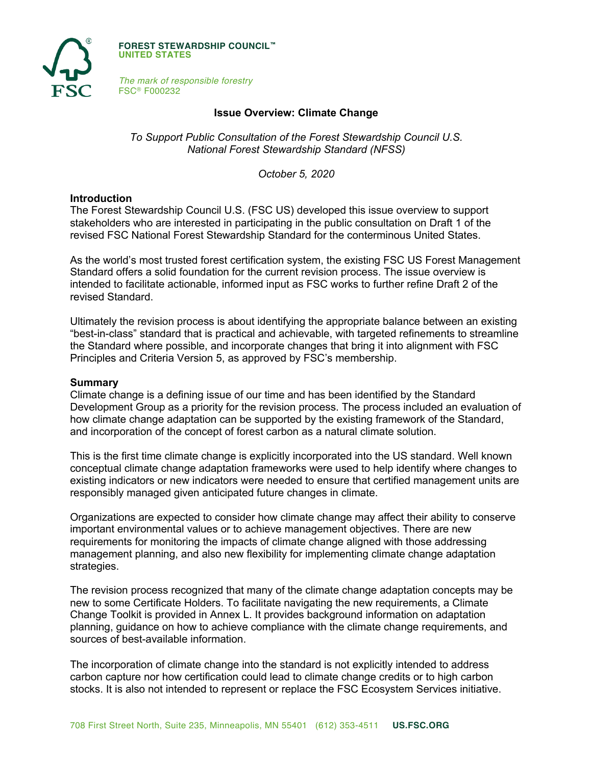**FOREST STEWARDSHIP COUNCIL™**
**UNITED STATES**

*The mark of responsible forestry*
FSC® F000232

# Issue Overview: Climate Change

*To Support Public Consultation of the Forest Stewardship Council U.S. National Forest Stewardship Standard (NFSS)*

*October 5, 2020*

## Introduction

The Forest Stewardship Council U.S. (FSC US) developed this issue overview to support stakeholders who are interested in participating in the public consultation on Draft 1 of the revised FSC National Forest Stewardship Standard for the conterminous United States.

As the world's most trusted forest certification system, the existing FSC US Forest Management Standard offers a solid foundation for the current revision process. The issue overview is intended to facilitate actionable, informed input as FSC works to further refine Draft 2 of the revised Standard.

Ultimately the revision process is about identifying the appropriate balance between an existing "best-in-class" standard that is practical and achievable, with targeted refinements to streamline the Standard where possible, and incorporate changes that bring it into alignment with FSC Principles and Criteria Version 5, as approved by FSC's membership.

## Summary

Climate change is a defining issue of our time and has been identified by the Standard Development Group as a priority for the revision process. The process included an evaluation of how climate change adaptation can be supported by the existing framework of the Standard, and incorporation of the concept of forest carbon as a natural climate solution.

This is the first time climate change is explicitly incorporated into the US standard. Well known conceptual climate change adaptation frameworks were used to help identify where changes to existing indicators or new indicators were needed to ensure that certified management units are responsibly managed given anticipated future changes in climate.

Organizations are expected to consider how climate change may affect their ability to conserve important environmental values or to achieve management objectives. There are new requirements for monitoring the impacts of climate change aligned with those addressing management planning, and also new flexibility for implementing climate change adaptation strategies.

The revision process recognized that many of the climate change adaptation concepts may be new to some Certificate Holders. To facilitate navigating the new requirements, a Climate Change Toolkit is provided in Annex L. It provides background information on adaptation planning, guidance on how to achieve compliance with the climate change requirements, and sources of best-available information.

The incorporation of climate change into the standard is not explicitly intended to address carbon capture nor how certification could lead to climate change credits or to high carbon stocks. It is also not intended to represent or replace the FSC Ecosystem Services initiative.

708 First Street North, Suite 235, Minneapolis, MN 55401 (612) 353-4511 **US.FSC.ORG**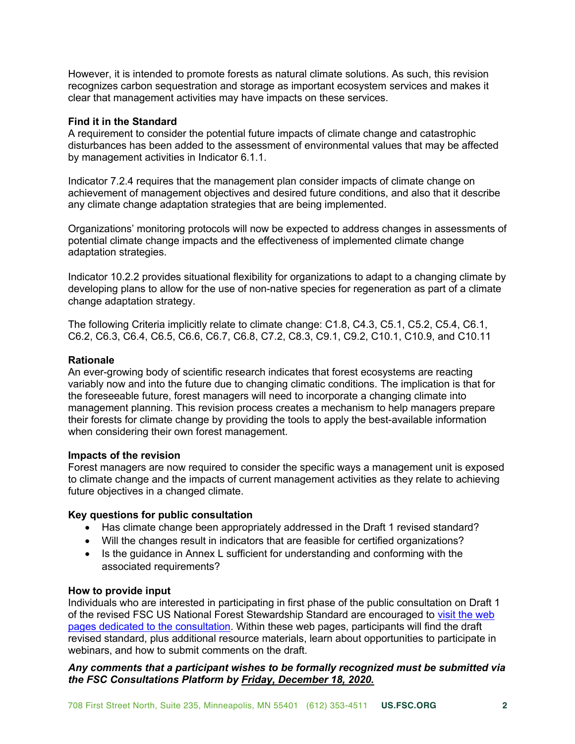However, it is intended to promote forests as natural climate solutions. As such, this revision recognizes carbon sequestration and storage as important ecosystem services and makes it clear that management activities may have impacts on these services.

**Find it in the Standard**

A requirement to consider the potential future impacts of climate change and catastrophic disturbances has been added to the assessment of environmental values that may be affected by management activities in Indicator 6.1.1.

Indicator 7.2.4 requires that the management plan consider impacts of climate change on achievement of management objectives and desired future conditions, and also that it describe any climate change adaptation strategies that are being implemented.

Organizations' monitoring protocols will now be expected to address changes in assessments of potential climate change impacts and the effectiveness of implemented climate change adaptation strategies.

Indicator 10.2.2 provides situational flexibility for organizations to adapt to a changing climate by developing plans to allow for the use of non-native species for regeneration as part of a climate change adaptation strategy.

The following Criteria implicitly relate to climate change: C1.8, C4.3, C5.1, C5.2, C5.4, C6.1, C6.2, C6.3, C6.4, C6.5, C6.6, C6.7, C6.8, C7.2, C8.3, C9.1, C9.2, C10.1, C10.9, and C10.11

**Rationale**

An ever-growing body of scientific research indicates that forest ecosystems are reacting variably now and into the future due to changing climatic conditions. The implication is that for the foreseeable future, forest managers will need to incorporate a changing climate into management planning. This revision process creates a mechanism to help managers prepare their forests for climate change by providing the tools to apply the best-available information when considering their own forest management.

**Impacts of the revision**

Forest managers are now required to consider the specific ways a management unit is exposed to climate change and the impacts of current management activities as they relate to achieving future objectives in a changed climate.

**Key questions for public consultation**

- Has climate change been appropriately addressed in the Draft 1 revised standard?
- Will the changes result in indicators that are feasible for certified organizations?
- Is the guidance in Annex L sufficient for understanding and conforming with the associated requirements?

**How to provide input**

Individuals who are interested in participating in first phase of the public consultation on Draft 1 of the revised FSC US National Forest Stewardship Standard are encouraged to visit the web pages dedicated to the consultation. Within these web pages, participants will find the draft revised standard, plus additional resource materials, learn about opportunities to participate in webinars, and how to submit comments on the draft.

***Any comments that a participant wishes to be formally recognized must be submitted via the FSC Consultations Platform by Friday, December 18, 2020.***